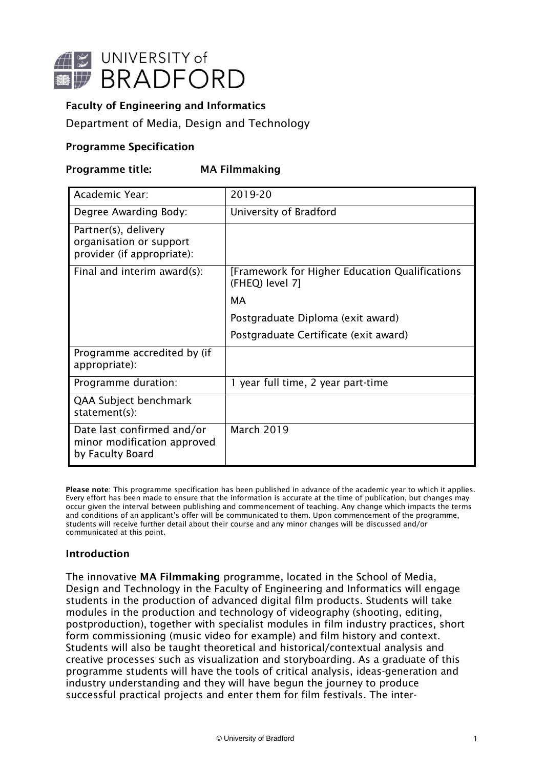UNIVERSITY of BRADFORD

**Faculty of Engineering and Informatics**

Department of Media, Design and Technology

**Programme Specification**

**Programme title: MA Filmmaking**

| | |
|---|---|
| Academic Year: | 2019-20 |
| Degree Awarding Body: | University of Bradford |
| Partner(s), delivery organisation or support provider (if appropriate): | |
| Final and interim award(s): | [Framework for Higher Education Qualifications (FHEQ) level 7]<br>MA<br>Postgraduate Diploma (exit award)<br>Postgraduate Certificate (exit award) |
| Programme accredited by (if appropriate): | |
| Programme duration: | 1 year full time, 2 year part-time |
| QAA Subject benchmark statement(s): | |
| Date last confirmed and/or minor modification approved by Faculty Board | March 2019 |

**Please note**: This programme specification has been published in advance of the academic year to which it applies. Every effort has been made to ensure that the information is accurate at the time of publication, but changes may occur given the interval between publishing and commencement of teaching. Any change which impacts the terms and conditions of an applicant's offer will be communicated to them. Upon commencement of the programme, students will receive further detail about their course and any minor changes will be discussed and/or communicated at this point.

## Introduction

The innovative **MA Filmmaking** programme, located in the School of Media, Design and Technology in the Faculty of Engineering and Informatics will engage students in the production of advanced digital film products. Students will take modules in the production and technology of videography (shooting, editing, postproduction), together with specialist modules in film industry practices, short form commissioning (music video for example) and film history and context. Students will also be taught theoretical and historical/contextual analysis and creative processes such as visualization and storyboarding. As a graduate of this programme students will have the tools of critical analysis, ideas-generation and industry understanding and they will have begun the journey to produce successful practical projects and enter them for film festivals. The inter-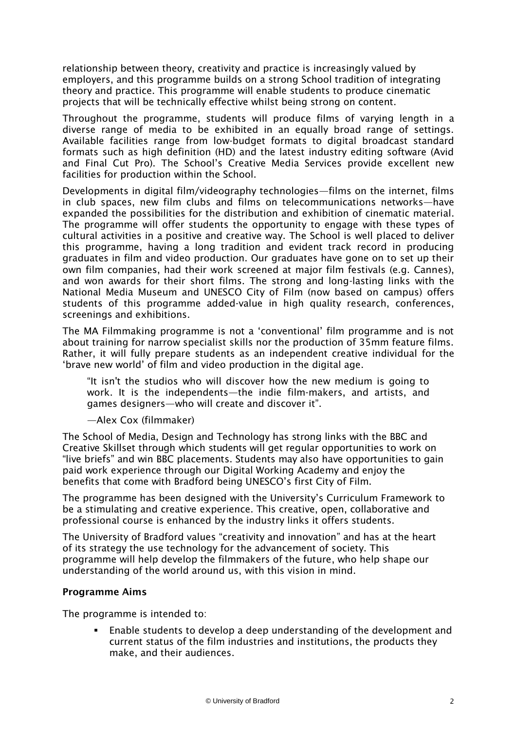relationship between theory, creativity and practice is increasingly valued by employers, and this programme builds on a strong School tradition of integrating theory and practice. This programme will enable students to produce cinematic projects that will be technically effective whilst being strong on content.

Throughout the programme, students will produce films of varying length in a diverse range of media to be exhibited in an equally broad range of settings. Available facilities range from low-budget formats to digital broadcast standard formats such as high definition (HD) and the latest industry editing software (Avid and Final Cut Pro). The School's Creative Media Services provide excellent new facilities for production within the School.

Developments in digital film/videography technologies—films on the internet, films in club spaces, new film clubs and films on telecommunications networks—have expanded the possibilities for the distribution and exhibition of cinematic material. The programme will offer students the opportunity to engage with these types of cultural activities in a positive and creative way. The School is well placed to deliver this programme, having a long tradition and evident track record in producing graduates in film and video production. Our graduates have gone on to set up their own film companies, had their work screened at major film festivals (e.g. Cannes), and won awards for their short films. The strong and long-lasting links with the National Media Museum and UNESCO City of Film (now based on campus) offers students of this programme added-value in high quality research, conferences, screenings and exhibitions.

The MA Filmmaking programme is not a 'conventional' film programme and is not about training for narrow specialist skills nor the production of 35mm feature films. Rather, it will fully prepare students as an independent creative individual for the 'brave new world' of film and video production in the digital age.

> "It isn't the studios who will discover how the new medium is going to work. It is the independents—the indie film-makers, and artists, and games designers—who will create and discover it".
>
> —Alex Cox (filmmaker)

The School of Media, Design and Technology has strong links with the BBC and Creative Skillset through which students will get regular opportunities to work on "live briefs" and win BBC placements. Students may also have opportunities to gain paid work experience through our Digital Working Academy and enjoy the benefits that come with Bradford being UNESCO's first City of Film.

The programme has been designed with the University's Curriculum Framework to be a stimulating and creative experience. This creative, open, collaborative and professional course is enhanced by the industry links it offers students.

The University of Bradford values "creativity and innovation" and has at the heart of its strategy the use technology for the advancement of society. This programme will help develop the filmmakers of the future, who help shape our understanding of the world around us, with this vision in mind.

**Programme Aims**

The programme is intended to:

- Enable students to develop a deep understanding of the development and current status of the film industries and institutions, the products they make, and their audiences.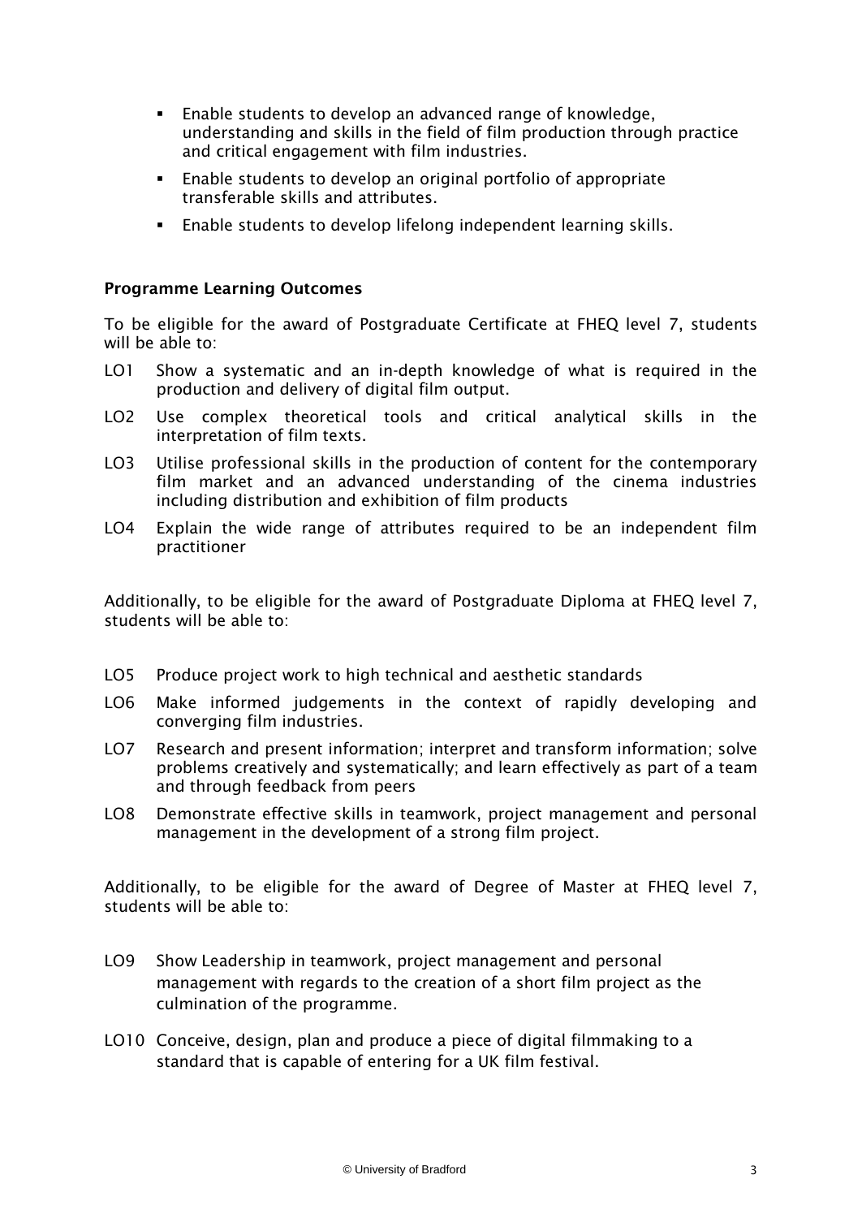- Enable students to develop an advanced range of knowledge, understanding and skills in the field of film production through practice and critical engagement with film industries.
- Enable students to develop an original portfolio of appropriate transferable skills and attributes.
- Enable students to develop lifelong independent learning skills.

**Programme Learning Outcomes**

To be eligible for the award of Postgraduate Certificate at FHEQ level 7, students will be able to:

LO1 Show a systematic and an in-depth knowledge of what is required in the production and delivery of digital film output.

LO2 Use complex theoretical tools and critical analytical skills in the interpretation of film texts.

LO3 Utilise professional skills in the production of content for the contemporary film market and an advanced understanding of the cinema industries including distribution and exhibition of film products

LO4 Explain the wide range of attributes required to be an independent film practitioner

Additionally, to be eligible for the award of Postgraduate Diploma at FHEQ level 7, students will be able to:

LO5 Produce project work to high technical and aesthetic standards

LO6 Make informed judgements in the context of rapidly developing and converging film industries.

LO7 Research and present information; interpret and transform information; solve problems creatively and systematically; and learn effectively as part of a team and through feedback from peers

LO8 Demonstrate effective skills in teamwork, project management and personal management in the development of a strong film project.

Additionally, to be eligible for the award of Degree of Master at FHEQ level 7, students will be able to:

LO9 Show Leadership in teamwork, project management and personal management with regards to the creation of a short film project as the culmination of the programme.

LO10 Conceive, design, plan and produce a piece of digital filmmaking to a standard that is capable of entering for a UK film festival.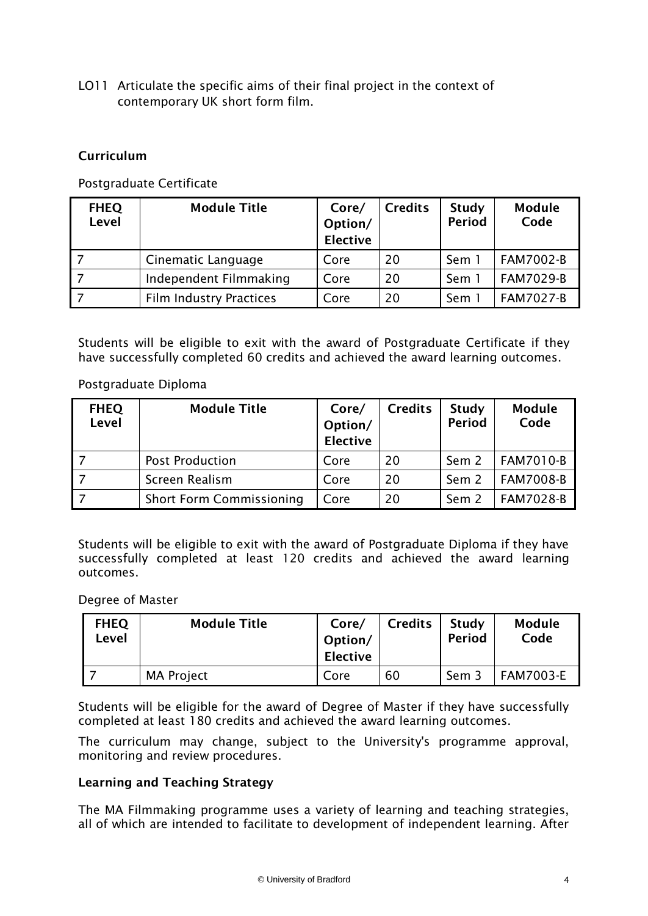LO11 Articulate the specific aims of their final project in the context of contemporary UK short form film.

## Curriculum

Postgraduate Certificate

| FHEQ Level | Module Title | Core/ Option/ Elective | Credits | Study Period | Module Code |
|---|---|---|---|---|---|
| 7 | Cinematic Language | Core | 20 | Sem 1 | FAM7002-B |
| 7 | Independent Filmmaking | Core | 20 | Sem 1 | FAM7029-B |
| 7 | Film Industry Practices | Core | 20 | Sem 1 | FAM7027-B |

Students will be eligible to exit with the award of Postgraduate Certificate if they have successfully completed 60 credits and achieved the award learning outcomes.

Postgraduate Diploma

| FHEQ Level | Module Title | Core/ Option/ Elective | Credits | Study Period | Module Code |
|---|---|---|---|---|---|
| 7 | Post Production | Core | 20 | Sem 2 | FAM7010-B |
| 7 | Screen Realism | Core | 20 | Sem 2 | FAM7008-B |
| 7 | Short Form Commissioning | Core | 20 | Sem 2 | FAM7028-B |

Students will be eligible to exit with the award of Postgraduate Diploma if they have successfully completed at least 120 credits and achieved the award learning outcomes.

Degree of Master

| FHEQ Level | Module Title | Core/ Option/ Elective | Credits | Study Period | Module Code |
|---|---|---|---|---|---|
| 7 | MA Project | Core | 60 | Sem 3 | FAM7003-E |

Students will be eligible for the award of Degree of Master if they have successfully completed at least 180 credits and achieved the award learning outcomes.

The curriculum may change, subject to the University's programme approval, monitoring and review procedures.

## Learning and Teaching Strategy

The MA Filmmaking programme uses a variety of learning and teaching strategies, all of which are intended to facilitate to development of independent learning. After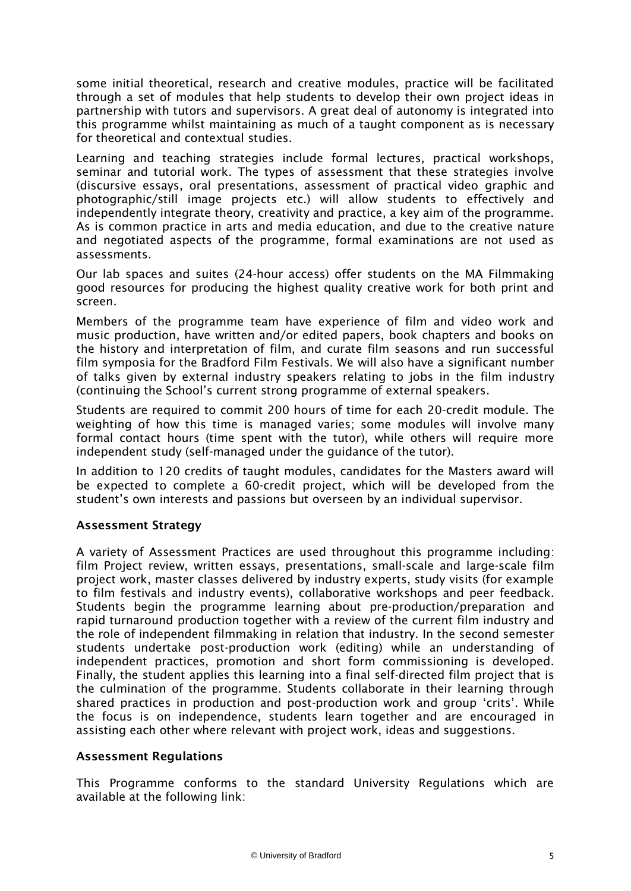some initial theoretical, research and creative modules, practice will be facilitated through a set of modules that help students to develop their own project ideas in partnership with tutors and supervisors. A great deal of autonomy is integrated into this programme whilst maintaining as much of a taught component as is necessary for theoretical and contextual studies.

Learning and teaching strategies include formal lectures, practical workshops, seminar and tutorial work. The types of assessment that these strategies involve (discursive essays, oral presentations, assessment of practical video graphic and photographic/still image projects etc.) will allow students to effectively and independently integrate theory, creativity and practice, a key aim of the programme. As is common practice in arts and media education, and due to the creative nature and negotiated aspects of the programme, formal examinations are not used as assessments.

Our lab spaces and suites (24-hour access) offer students on the MA Filmmaking good resources for producing the highest quality creative work for both print and screen.

Members of the programme team have experience of film and video work and music production, have written and/or edited papers, book chapters and books on the history and interpretation of film, and curate film seasons and run successful film symposia for the Bradford Film Festivals. We will also have a significant number of talks given by external industry speakers relating to jobs in the film industry (continuing the School's current strong programme of external speakers.

Students are required to commit 200 hours of time for each 20-credit module. The weighting of how this time is managed varies; some modules will involve many formal contact hours (time spent with the tutor), while others will require more independent study (self-managed under the guidance of the tutor).

In addition to 120 credits of taught modules, candidates for the Masters award will be expected to complete a 60-credit project, which will be developed from the student's own interests and passions but overseen by an individual supervisor.

### Assessment Strategy

A variety of Assessment Practices are used throughout this programme including: film Project review, written essays, presentations, small-scale and large-scale film project work, master classes delivered by industry experts, study visits (for example to film festivals and industry events), collaborative workshops and peer feedback. Students begin the programme learning about pre-production/preparation and rapid turnaround production together with a review of the current film industry and the role of independent filmmaking in relation that industry. In the second semester students undertake post-production work (editing) while an understanding of independent practices, promotion and short form commissioning is developed. Finally, the student applies this learning into a final self-directed film project that is the culmination of the programme. Students collaborate in their learning through shared practices in production and post-production work and group 'crits'. While the focus is on independence, students learn together and are encouraged in assisting each other where relevant with project work, ideas and suggestions.

### Assessment Regulations

This Programme conforms to the standard University Regulations which are available at the following link: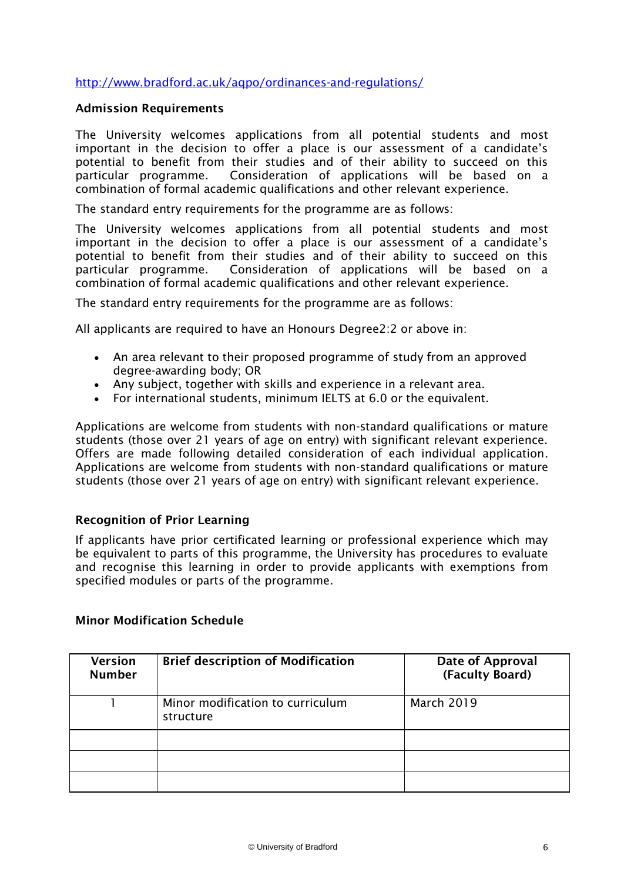http://www.bradford.ac.uk/aqpo/ordinances-and-regulations/

**Admission Requirements**

The University welcomes applications from all potential students and most important in the decision to offer a place is our assessment of a candidate's potential to benefit from their studies and of their ability to succeed on this particular programme. Consideration of applications will be based on a combination of formal academic qualifications and other relevant experience.

The standard entry requirements for the programme are as follows:

The University welcomes applications from all potential students and most important in the decision to offer a place is our assessment of a candidate's potential to benefit from their studies and of their ability to succeed on this particular programme. Consideration of applications will be based on a combination of formal academic qualifications and other relevant experience.

The standard entry requirements for the programme are as follows:

All applicants are required to have an Honours Degree2:2 or above in:

- An area relevant to their proposed programme of study from an approved degree-awarding body; OR
- Any subject, together with skills and experience in a relevant area.
- For international students, minimum IELTS at 6.0 or the equivalent.

Applications are welcome from students with non-standard qualifications or mature students (those over 21 years of age on entry) with significant relevant experience. Offers are made following detailed consideration of each individual application. Applications are welcome from students with non-standard qualifications or mature students (those over 21 years of age on entry) with significant relevant experience.

**Recognition of Prior Learning**

If applicants have prior certificated learning or professional experience which may be equivalent to parts of this programme, the University has procedures to evaluate and recognise this learning in order to provide applicants with exemptions from specified modules or parts of the programme.

**Minor Modification Schedule**

| Version Number | Brief description of Modification | Date of Approval (Faculty Board) |
|---|---|---|
| 1 | Minor modification to curriculum structure | March 2019 |
| | | |
| | | |
| | | |